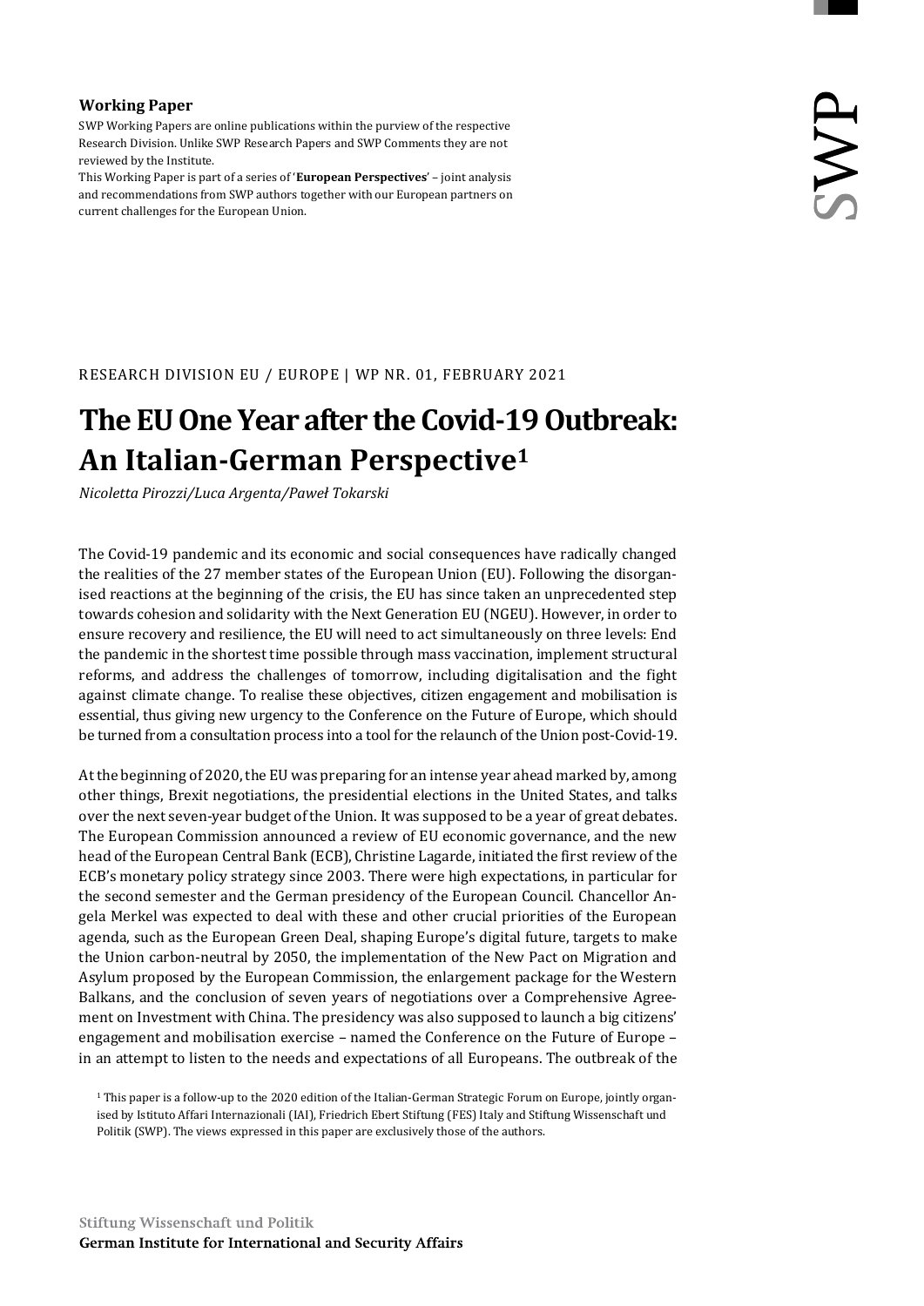**Working Paper**

SWP Working Papers are online publications within the purview of the respective Research Division. Unlike SWP Research Papers and SWP Comments they are not reviewed by the Institute.

This Working Paper is part of a series of '**European Perspectives**' – joint analysis and recommendations from SWP authors together with our European partners on current challenges for the European Union.

RESEARCH DIVISION EU / EUROPE | WP NR. 01, FEBRUARY 2021

# The EU One Year after the Covid-19 Outbreak: An Italian-German Perspective[1]

*Nicoletta Pirozzi/Luca Argenta/Paweł Tokarski*

The Covid-19 pandemic and its economic and social consequences have radically changed the realities of the 27 member states of the European Union (EU). Following the disorganised reactions at the beginning of the crisis, the EU has since taken an unprecedented step towards cohesion and solidarity with the Next Generation EU (NGEU). However, in order to ensure recovery and resilience, the EU will need to act simultaneously on three levels: End the pandemic in the shortest time possible through mass vaccination, implement structural reforms, and address the challenges of tomorrow, including digitalisation and the fight against climate change. To realise these objectives, citizen engagement and mobilisation is essential, thus giving new urgency to the Conference on the Future of Europe, which should be turned from a consultation process into a tool for the relaunch of the Union post-Covid-19.

At the beginning of 2020, the EU was preparing for an intense year ahead marked by, among other things, Brexit negotiations, the presidential elections in the United States, and talks over the next seven-year budget of the Union. It was supposed to be a year of great debates. The European Commission announced a review of EU economic governance, and the new head of the European Central Bank (ECB), Christine Lagarde, initiated the first review of the ECB's monetary policy strategy since 2003. There were high expectations, in particular for the second semester and the German presidency of the European Council. Chancellor Angela Merkel was expected to deal with these and other crucial priorities of the European agenda, such as the European Green Deal, shaping Europe's digital future, targets to make the Union carbon-neutral by 2050, the implementation of the New Pact on Migration and Asylum proposed by the European Commission, the enlargement package for the Western Balkans, and the conclusion of seven years of negotiations over a Comprehensive Agreement on Investment with China. The presidency was also supposed to launch a big citizens' engagement and mobilisation exercise – named the Conference on the Future of Europe – in an attempt to listen to the needs and expectations of all Europeans. The outbreak of the

[1] This paper is a follow-up to the 2020 edition of the Italian-German Strategic Forum on Europe, jointly organised by Istituto Affari Internazionali (IAI), Friedrich Ebert Stiftung (FES) Italy and Stiftung Wissenschaft und Politik (SWP). The views expressed in this paper are exclusively those of the authors.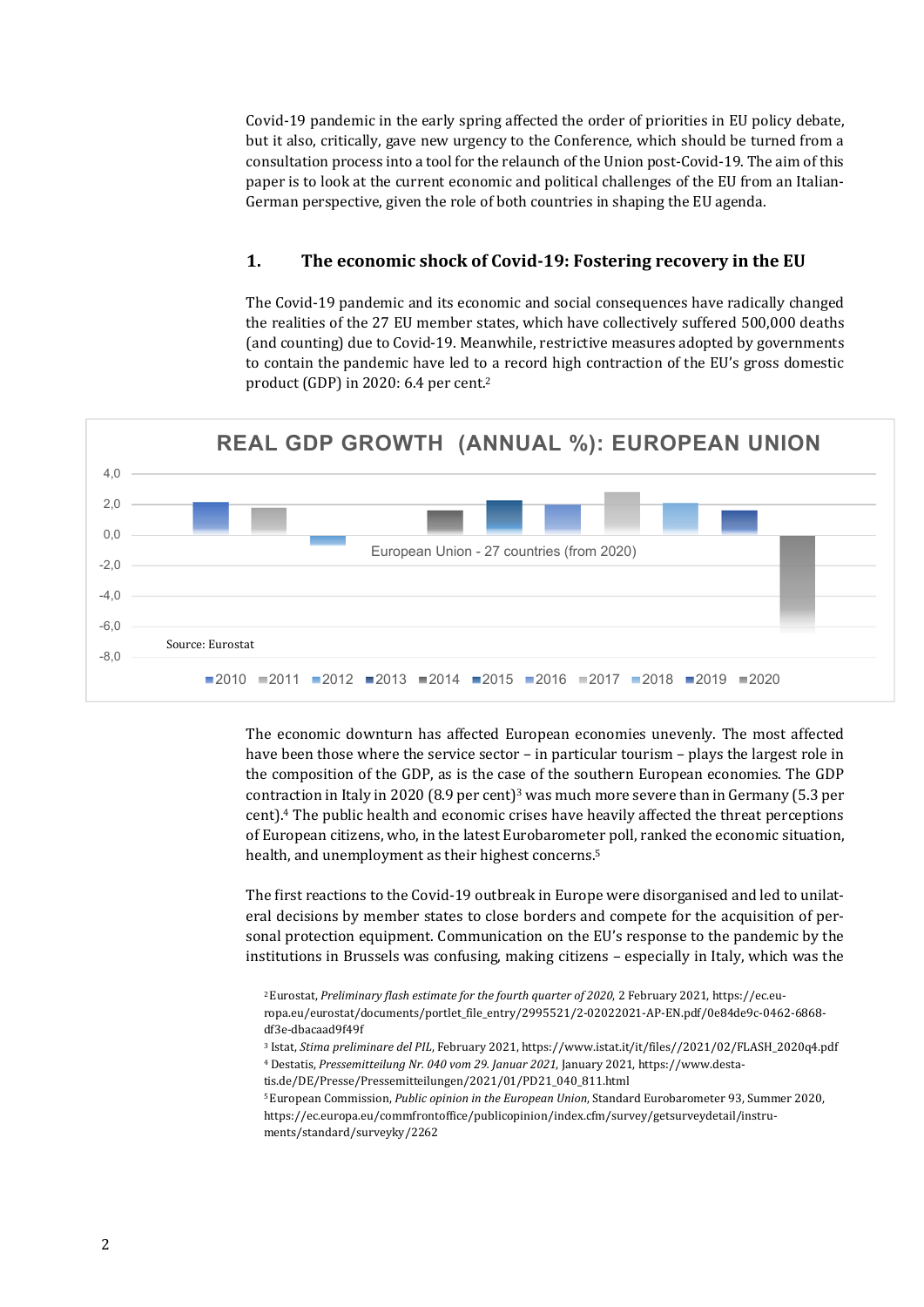Covid-19 pandemic in the early spring affected the order of priorities in EU policy debate, but it also, critically, gave new urgency to the Conference, which should be turned from a consultation process into a tool for the relaunch of the Union post-Covid-19. The aim of this paper is to look at the current economic and political challenges of the EU from an Italian-German perspective, given the role of both countries in shaping the EU agenda.

## 1. The economic shock of Covid-19: Fostering recovery in the EU

The Covid-19 pandemic and its economic and social consequences have radically changed the realities of the 27 EU member states, which have collectively suffered 500,000 deaths (and counting) due to Covid-19. Meanwhile, restrictive measures adopted by governments to contain the pandemic have led to a record high contraction of the EU's gross domestic product (GDP) in 2020: 6.4 per cent.[2]

REAL GDP GROWTH (ANNUAL %): EUROPEAN UNION

European Union - 27 countries (from 2020)

Source: Eurostat

The economic downturn has affected European economies unevenly. The most affected have been those where the service sector – in particular tourism – plays the largest role in the composition of the GDP, as is the case of the southern European economies. The GDP contraction in Italy in 2020 (8.9 per cent)[3] was much more severe than in Germany (5.3 per cent).[4] The public health and economic crises have heavily affected the threat perceptions of European citizens, who, in the latest Eurobarometer poll, ranked the economic situation, health, and unemployment as their highest concerns.[5]

The first reactions to the Covid-19 outbreak in Europe were disorganised and led to unilateral decisions by member states to close borders and compete for the acquisition of personal protection equipment. Communication on the EU's response to the pandemic by the institutions in Brussels was confusing, making citizens – especially in Italy, which was the

[2] Eurostat, *Preliminary flash estimate for the fourth quarter of 2020*, 2 February 2021, https://ec.europa.eu/eurostat/documents/portlet_file_entry/2995521/2-02022021-AP-EN.pdf/0e84de9c-0462-6868-df3e-dbacaad9f49f

[3] Istat, *Stima preliminare del PIL*, February 2021, https://www.istat.it/it/files//2021/02/FLASH_2020q4.pdf

[4] Destatis, *Pressemitteilung Nr. 040 vom 29. Januar 2021*, January 2021, https://www.destatis.de/DE/Presse/Pressemitteilungen/2021/01/PD21_040_811.html

[5] European Commission, *Public opinion in the European Union*, Standard Eurobarometer 93, Summer 2020, https://ec.europa.eu/commfrontoffice/publicopinion/index.cfm/survey/getsurveydetail/instruments/standard/surveyky/2262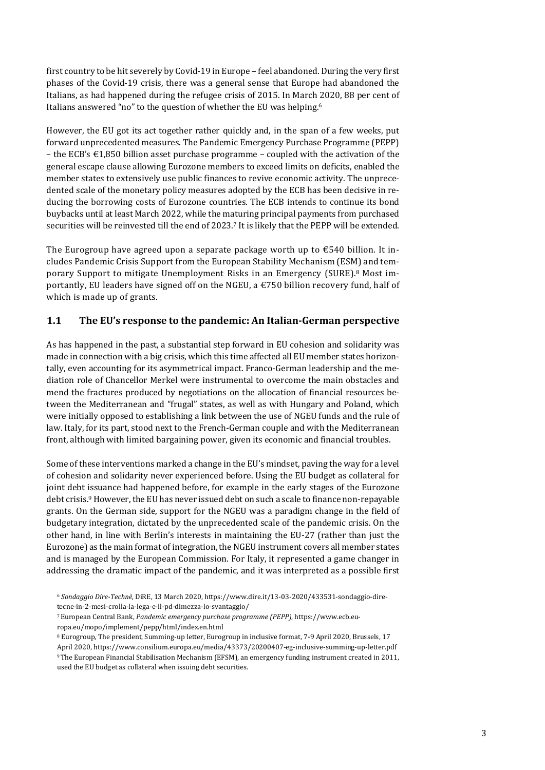first country to be hit severely by Covid-19 in Europe – feel abandoned. During the very first phases of the Covid-19 crisis, there was a general sense that Europe had abandoned the Italians, as had happened during the refugee crisis of 2015. In March 2020, 88 per cent of Italians answered "no" to the question of whether the EU was helping.[6]

However, the EU got its act together rather quickly and, in the span of a few weeks, put forward unprecedented measures. The Pandemic Emergency Purchase Programme (PEPP) – the ECB's €1,850 billion asset purchase programme – coupled with the activation of the general escape clause allowing Eurozone members to exceed limits on deficits, enabled the member states to extensively use public finances to revive economic activity. The unprecedented scale of the monetary policy measures adopted by the ECB has been decisive in reducing the borrowing costs of Eurozone countries. The ECB intends to continue its bond buybacks until at least March 2022, while the maturing principal payments from purchased securities will be reinvested till the end of 2023.[7] It is likely that the PEPP will be extended.

The Eurogroup have agreed upon a separate package worth up to €540 billion. It includes Pandemic Crisis Support from the European Stability Mechanism (ESM) and temporary Support to mitigate Unemployment Risks in an Emergency (SURE).[8] Most importantly, EU leaders have signed off on the NGEU, a €750 billion recovery fund, half of which is made up of grants.

## 1.1 The EU's response to the pandemic: An Italian-German perspective

As has happened in the past, a substantial step forward in EU cohesion and solidarity was made in connection with a big crisis, which this time affected all EU member states horizontally, even accounting for its asymmetrical impact. Franco-German leadership and the mediation role of Chancellor Merkel were instrumental to overcome the main obstacles and mend the fractures produced by negotiations on the allocation of financial resources between the Mediterranean and "frugal" states, as well as with Hungary and Poland, which were initially opposed to establishing a link between the use of NGEU funds and the rule of law. Italy, for its part, stood next to the French-German couple and with the Mediterranean front, although with limited bargaining power, given its economic and financial troubles.

Some of these interventions marked a change in the EU's mindset, paving the way for a level of cohesion and solidarity never experienced before. Using the EU budget as collateral for joint debt issuance had happened before, for example in the early stages of the Eurozone debt crisis.[9] However, the EU has never issued debt on such a scale to finance non-repayable grants. On the German side, support for the NGEU was a paradigm change in the field of budgetary integration, dictated by the unprecedented scale of the pandemic crisis. On the other hand, in line with Berlin's interests in maintaining the EU-27 (rather than just the Eurozone) as the main format of integration, the NGEU instrument covers all member states and is managed by the European Commission. For Italy, it represented a game changer in addressing the dramatic impact of the pandemic, and it was interpreted as a possible first

---

[6] *Sondaggio Dire-Technè*, DiRE, 13 March 2020, https://www.dire.it/13-03-2020/433531-sondaggio-dire-tecne-in-2-mesi-crolla-la-lega-e-il-pd-dimezza-lo-svantaggio/

[7] European Central Bank, *Pandemic emergency purchase programme (PEPP)*, https://www.ecb.europa.eu/mopo/implement/pepp/html/index.en.html

[8] Eurogroup, The president, Summing-up letter, Eurogroup in inclusive format, 7-9 April 2020, Brussels, 17 April 2020, https://www.consilium.europa.eu/media/43373/20200407-eg-inclusive-summing-up-letter.pdf

[9] The European Financial Stabilisation Mechanism (EFSM), an emergency funding instrument created in 2011, used the EU budget as collateral when issuing debt securities.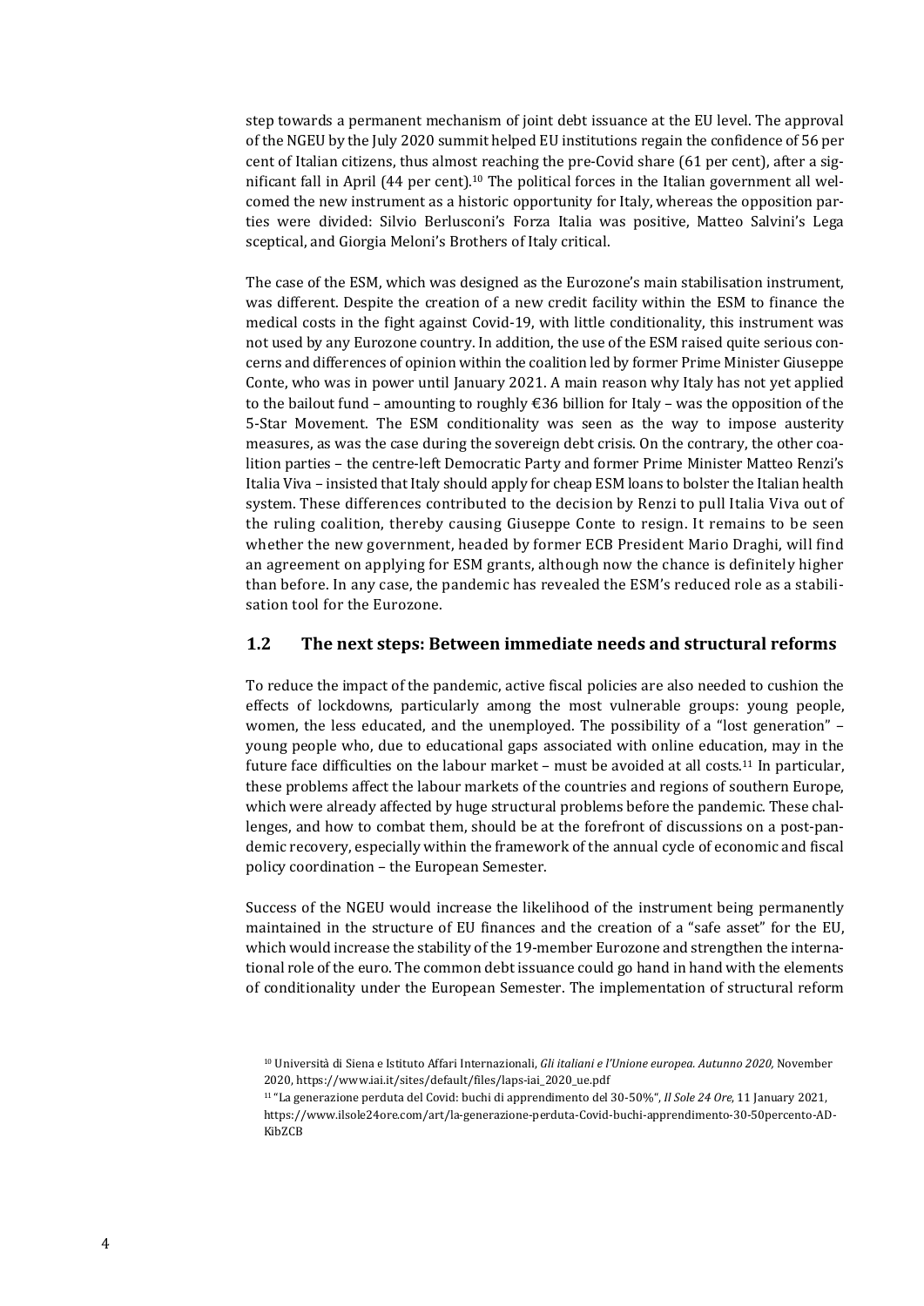step towards a permanent mechanism of joint debt issuance at the EU level. The approval of the NGEU by the July 2020 summit helped EU institutions regain the confidence of 56 per cent of Italian citizens, thus almost reaching the pre-Covid share (61 per cent), after a significant fall in April (44 per cent).[10] The political forces in the Italian government all welcomed the new instrument as a historic opportunity for Italy, whereas the opposition parties were divided: Silvio Berlusconi's Forza Italia was positive, Matteo Salvini's Lega sceptical, and Giorgia Meloni's Brothers of Italy critical.

The case of the ESM, which was designed as the Eurozone's main stabilisation instrument, was different. Despite the creation of a new credit facility within the ESM to finance the medical costs in the fight against Covid-19, with little conditionality, this instrument was not used by any Eurozone country. In addition, the use of the ESM raised quite serious concerns and differences of opinion within the coalition led by former Prime Minister Giuseppe Conte, who was in power until January 2021. A main reason why Italy has not yet applied to the bailout fund – amounting to roughly €36 billion for Italy – was the opposition of the 5-Star Movement. The ESM conditionality was seen as the way to impose austerity measures, as was the case during the sovereign debt crisis. On the contrary, the other coalition parties – the centre-left Democratic Party and former Prime Minister Matteo Renzi's Italia Viva – insisted that Italy should apply for cheap ESM loans to bolster the Italian health system. These differences contributed to the decision by Renzi to pull Italia Viva out of the ruling coalition, thereby causing Giuseppe Conte to resign. It remains to be seen whether the new government, headed by former ECB President Mario Draghi, will find an agreement on applying for ESM grants, although now the chance is definitely higher than before. In any case, the pandemic has revealed the ESM's reduced role as a stabilisation tool for the Eurozone.

## 1.2 The next steps: Between immediate needs and structural reforms

To reduce the impact of the pandemic, active fiscal policies are also needed to cushion the effects of lockdowns, particularly among the most vulnerable groups: young people, women, the less educated, and the unemployed. The possibility of a "lost generation" – young people who, due to educational gaps associated with online education, may in the future face difficulties on the labour market – must be avoided at all costs.[11] In particular, these problems affect the labour markets of the countries and regions of southern Europe, which were already affected by huge structural problems before the pandemic. These challenges, and how to combat them, should be at the forefront of discussions on a post-pandemic recovery, especially within the framework of the annual cycle of economic and fiscal policy coordination – the European Semester.

Success of the NGEU would increase the likelihood of the instrument being permanently maintained in the structure of EU finances and the creation of a "safe asset" for the EU, which would increase the stability of the 19-member Eurozone and strengthen the international role of the euro. The common debt issuance could go hand in hand with the elements of conditionality under the European Semester. The implementation of structural reform

---

[10] Università di Siena e Istituto Affari Internazionali, *Gli italiani e l'Unione europea. Autunno 2020,* November 2020, https://www.iai.it/sites/default/files/laps-iai_2020_ue.pdf

[11] "La generazione perduta del Covid: buchi di apprendimento del 30-50%", *Il Sole 24 Ore*, 11 January 2021, https://www.ilsole24ore.com/art/la-generazione-perduta-Covid-buchi-apprendimento-30-50percento-AD-KibZCB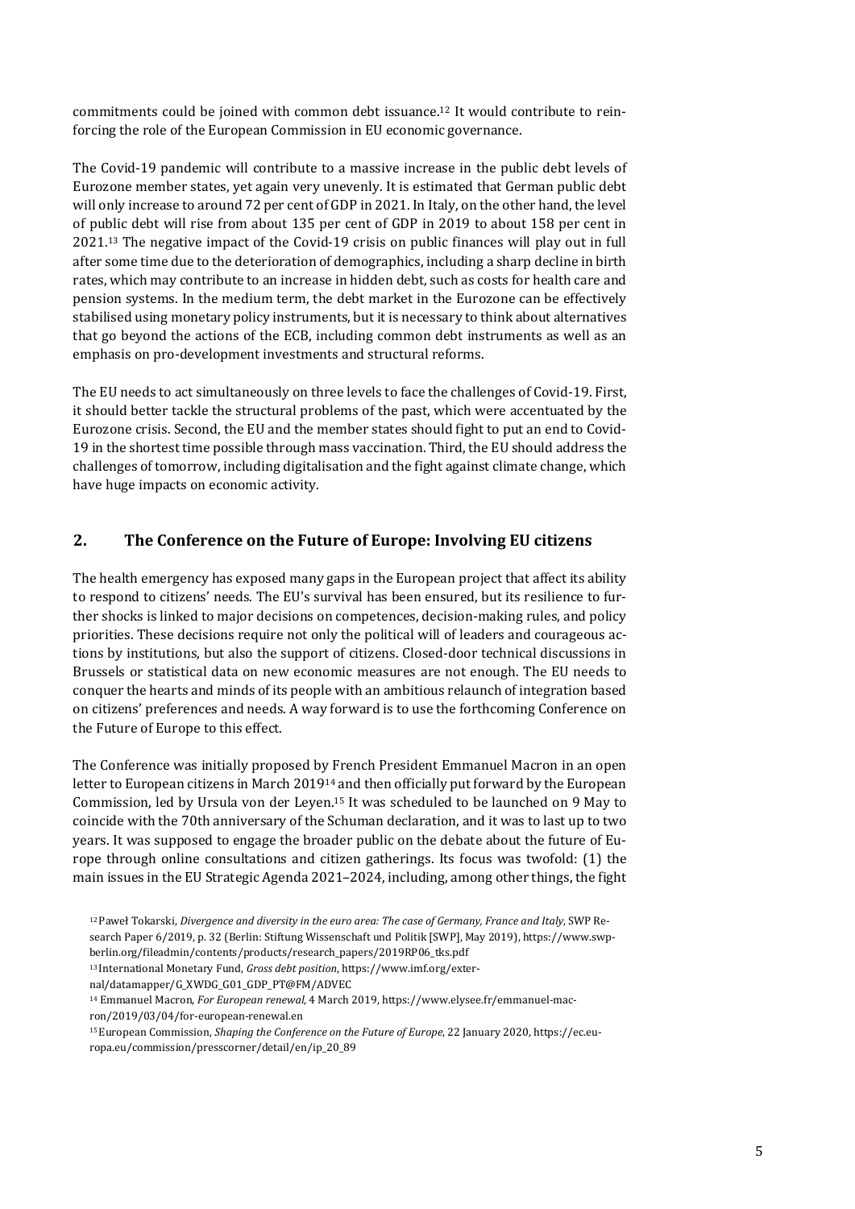commitments could be joined with common debt issuance.[12] It would contribute to reinforcing the role of the European Commission in EU economic governance.

The Covid-19 pandemic will contribute to a massive increase in the public debt levels of Eurozone member states, yet again very unevenly. It is estimated that German public debt will only increase to around 72 per cent of GDP in 2021. In Italy, on the other hand, the level of public debt will rise from about 135 per cent of GDP in 2019 to about 158 per cent in 2021.[13] The negative impact of the Covid-19 crisis on public finances will play out in full after some time due to the deterioration of demographics, including a sharp decline in birth rates, which may contribute to an increase in hidden debt, such as costs for health care and pension systems. In the medium term, the debt market in the Eurozone can be effectively stabilised using monetary policy instruments, but it is necessary to think about alternatives that go beyond the actions of the ECB, including common debt instruments as well as an emphasis on pro-development investments and structural reforms.

The EU needs to act simultaneously on three levels to face the challenges of Covid-19. First, it should better tackle the structural problems of the past, which were accentuated by the Eurozone crisis. Second, the EU and the member states should fight to put an end to Covid-19 in the shortest time possible through mass vaccination. Third, the EU should address the challenges of tomorrow, including digitalisation and the fight against climate change, which have huge impacts on economic activity.

## 2. The Conference on the Future of Europe: Involving EU citizens

The health emergency has exposed many gaps in the European project that affect its ability to respond to citizens' needs. The EU's survival has been ensured, but its resilience to further shocks is linked to major decisions on competences, decision-making rules, and policy priorities. These decisions require not only the political will of leaders and courageous actions by institutions, but also the support of citizens. Closed-door technical discussions in Brussels or statistical data on new economic measures are not enough. The EU needs to conquer the hearts and minds of its people with an ambitious relaunch of integration based on citizens' preferences and needs. A way forward is to use the forthcoming Conference on the Future of Europe to this effect.

The Conference was initially proposed by French President Emmanuel Macron in an open letter to European citizens in March 2019[14] and then officially put forward by the European Commission, led by Ursula von der Leyen.[15] It was scheduled to be launched on 9 May to coincide with the 70th anniversary of the Schuman declaration, and it was to last up to two years. It was supposed to engage the broader public on the debate about the future of Europe through online consultations and citizen gatherings. Its focus was twofold: (1) the main issues in the EU Strategic Agenda 2021–2024, including, among other things, the fight

[12] Paweł Tokarski, *Divergence and diversity in the euro area: The case of Germany, France and Italy*, SWP Research Paper 6/2019, p. 32 (Berlin: Stiftung Wissenschaft und Politik [SWP], May 2019), https://www.swp-berlin.org/fileadmin/contents/products/research_papers/2019RP06_tks.pdf

[13] International Monetary Fund, *Gross debt position*, https://www.imf.org/external/datamapper/G_XWDG_G01_GDP_PT@FM/ADVEC

[14] Emmanuel Macron, *For European renewal*, 4 March 2019, https://www.elysee.fr/emmanuel-macron/2019/03/04/for-european-renewal.en

[15] European Commission, *Shaping the Conference on the Future of Europe*, 22 January 2020, https://ec.europa.eu/commission/presscorner/detail/en/ip_20_89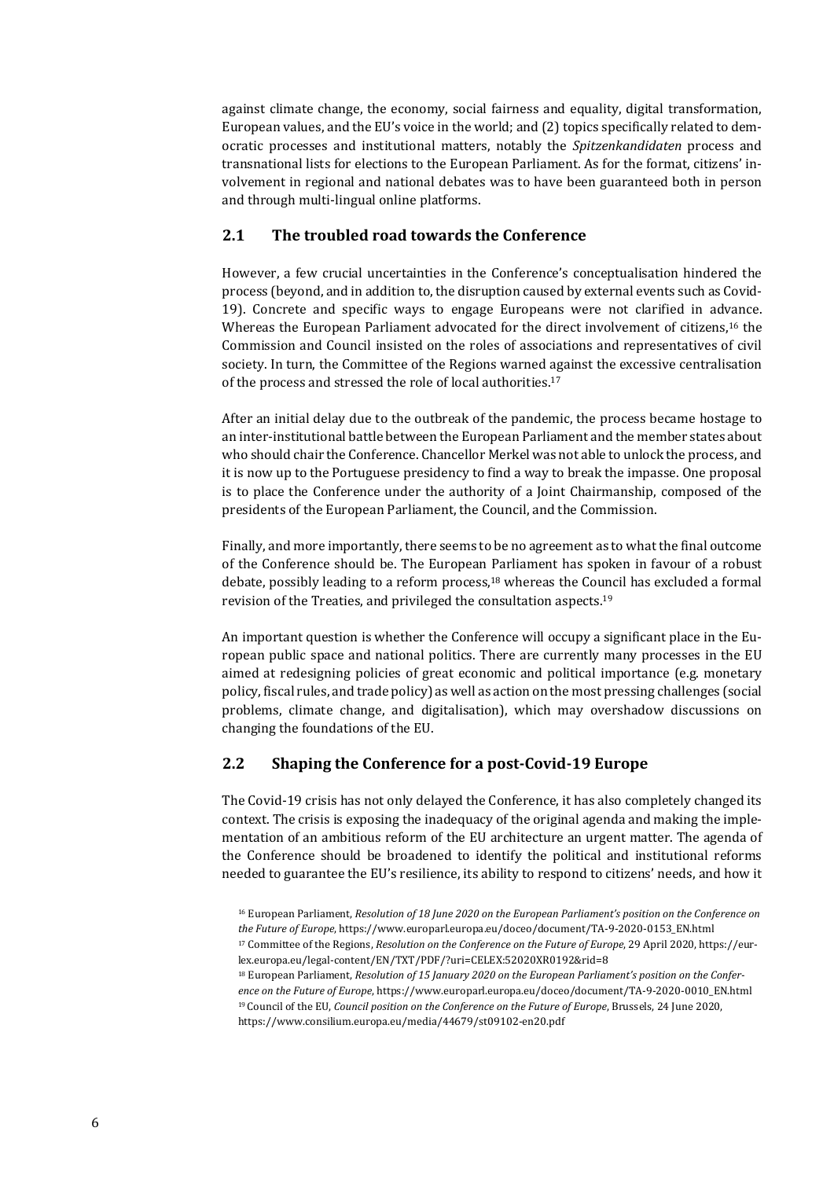against climate change, the economy, social fairness and equality, digital transformation, European values, and the EU's voice in the world; and (2) topics specifically related to democratic processes and institutional matters, notably the *Spitzenkandidaten* process and transnational lists for elections to the European Parliament. As for the format, citizens' involvement in regional and national debates was to have been guaranteed both in person and through multi-lingual online platforms.

## 2.1 The troubled road towards the Conference

However, a few crucial uncertainties in the Conference's conceptualisation hindered the process (beyond, and in addition to, the disruption caused by external events such as Covid-19). Concrete and specific ways to engage Europeans were not clarified in advance. Whereas the European Parliament advocated for the direct involvement of citizens,[16] the Commission and Council insisted on the roles of associations and representatives of civil society. In turn, the Committee of the Regions warned against the excessive centralisation of the process and stressed the role of local authorities.[17]

After an initial delay due to the outbreak of the pandemic, the process became hostage to an inter-institutional battle between the European Parliament and the member states about who should chair the Conference. Chancellor Merkel was not able to unlock the process, and it is now up to the Portuguese presidency to find a way to break the impasse. One proposal is to place the Conference under the authority of a Joint Chairmanship, composed of the presidents of the European Parliament, the Council, and the Commission.

Finally, and more importantly, there seems to be no agreement as to what the final outcome of the Conference should be. The European Parliament has spoken in favour of a robust debate, possibly leading to a reform process,[18] whereas the Council has excluded a formal revision of the Treaties, and privileged the consultation aspects.[19]

An important question is whether the Conference will occupy a significant place in the European public space and national politics. There are currently many processes in the EU aimed at redesigning policies of great economic and political importance (e.g. monetary policy, fiscal rules, and trade policy) as well as action on the most pressing challenges (social problems, climate change, and digitalisation), which may overshadow discussions on changing the foundations of the EU.

## 2.2 Shaping the Conference for a post-Covid-19 Europe

The Covid-19 crisis has not only delayed the Conference, it has also completely changed its context. The crisis is exposing the inadequacy of the original agenda and making the implementation of an ambitious reform of the EU architecture an urgent matter. The agenda of the Conference should be broadened to identify the political and institutional reforms needed to guarantee the EU's resilience, its ability to respond to citizens' needs, and how it

[16] European Parliament, *Resolution of 18 June 2020 on the European Parliament's position on the Conference on the Future of Europe*, https://www.europarl.europa.eu/doceo/document/TA-9-2020-0153_EN.html

[17] Committee of the Regions, *Resolution on the Conference on the Future of Europe*, 29 April 2020, https://eur-lex.europa.eu/legal-content/EN/TXT/PDF/?uri=CELEX:52020XR0192&rid=8

[18] European Parliament, *Resolution of 15 January 2020 on the European Parliament's position on the Conference on the Future of Europe*, https://www.europarl.europa.eu/doceo/document/TA-9-2020-0010_EN.html

[19] Council of the EU, *Council position on the Conference on the Future of Europe*, Brussels, 24 June 2020, https://www.consilium.europa.eu/media/44679/st09102-en20.pdf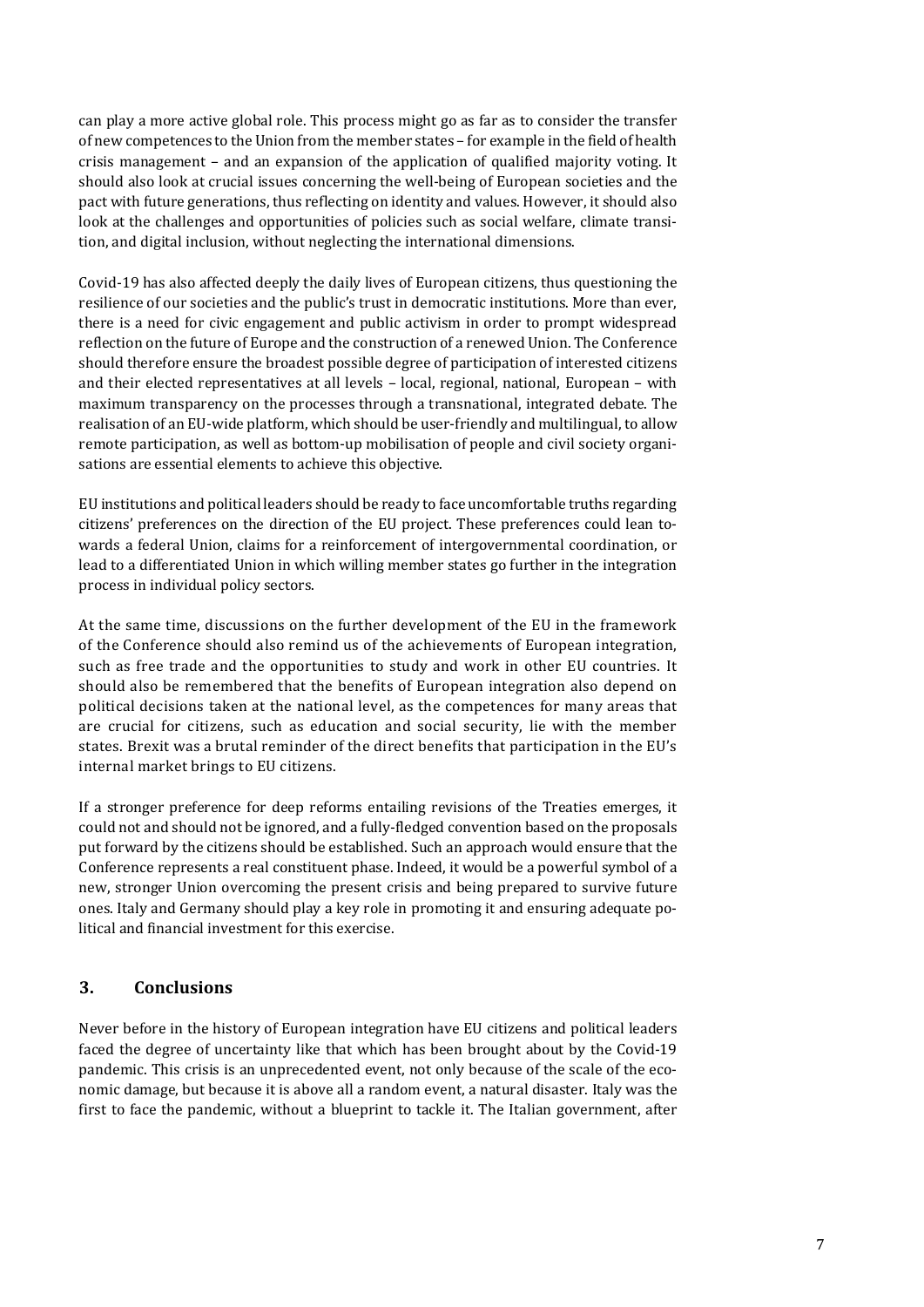can play a more active global role. This process might go as far as to consider the transfer of new competences to the Union from the member states – for example in the field of health crisis management – and an expansion of the application of qualified majority voting. It should also look at crucial issues concerning the well-being of European societies and the pact with future generations, thus reflecting on identity and values. However, it should also look at the challenges and opportunities of policies such as social welfare, climate transition, and digital inclusion, without neglecting the international dimensions.

Covid-19 has also affected deeply the daily lives of European citizens, thus questioning the resilience of our societies and the public's trust in democratic institutions. More than ever, there is a need for civic engagement and public activism in order to prompt widespread reflection on the future of Europe and the construction of a renewed Union. The Conference should therefore ensure the broadest possible degree of participation of interested citizens and their elected representatives at all levels – local, regional, national, European – with maximum transparency on the processes through a transnational, integrated debate. The realisation of an EU-wide platform, which should be user-friendly and multilingual, to allow remote participation, as well as bottom-up mobilisation of people and civil society organisations are essential elements to achieve this objective.

EU institutions and political leaders should be ready to face uncomfortable truths regarding citizens' preferences on the direction of the EU project. These preferences could lean towards a federal Union, claims for a reinforcement of intergovernmental coordination, or lead to a differentiated Union in which willing member states go further in the integration process in individual policy sectors.

At the same time, discussions on the further development of the EU in the framework of the Conference should also remind us of the achievements of European integration, such as free trade and the opportunities to study and work in other EU countries. It should also be remembered that the benefits of European integration also depend on political decisions taken at the national level, as the competences for many areas that are crucial for citizens, such as education and social security, lie with the member states. Brexit was a brutal reminder of the direct benefits that participation in the EU's internal market brings to EU citizens.

If a stronger preference for deep reforms entailing revisions of the Treaties emerges, it could not and should not be ignored, and a fully-fledged convention based on the proposals put forward by the citizens should be established. Such an approach would ensure that the Conference represents a real constituent phase. Indeed, it would be a powerful symbol of a new, stronger Union overcoming the present crisis and being prepared to survive future ones. Italy and Germany should play a key role in promoting it and ensuring adequate political and financial investment for this exercise.

## 3. Conclusions

Never before in the history of European integration have EU citizens and political leaders faced the degree of uncertainty like that which has been brought about by the Covid-19 pandemic. This crisis is an unprecedented event, not only because of the scale of the economic damage, but because it is above all a random event, a natural disaster. Italy was the first to face the pandemic, without a blueprint to tackle it. The Italian government, after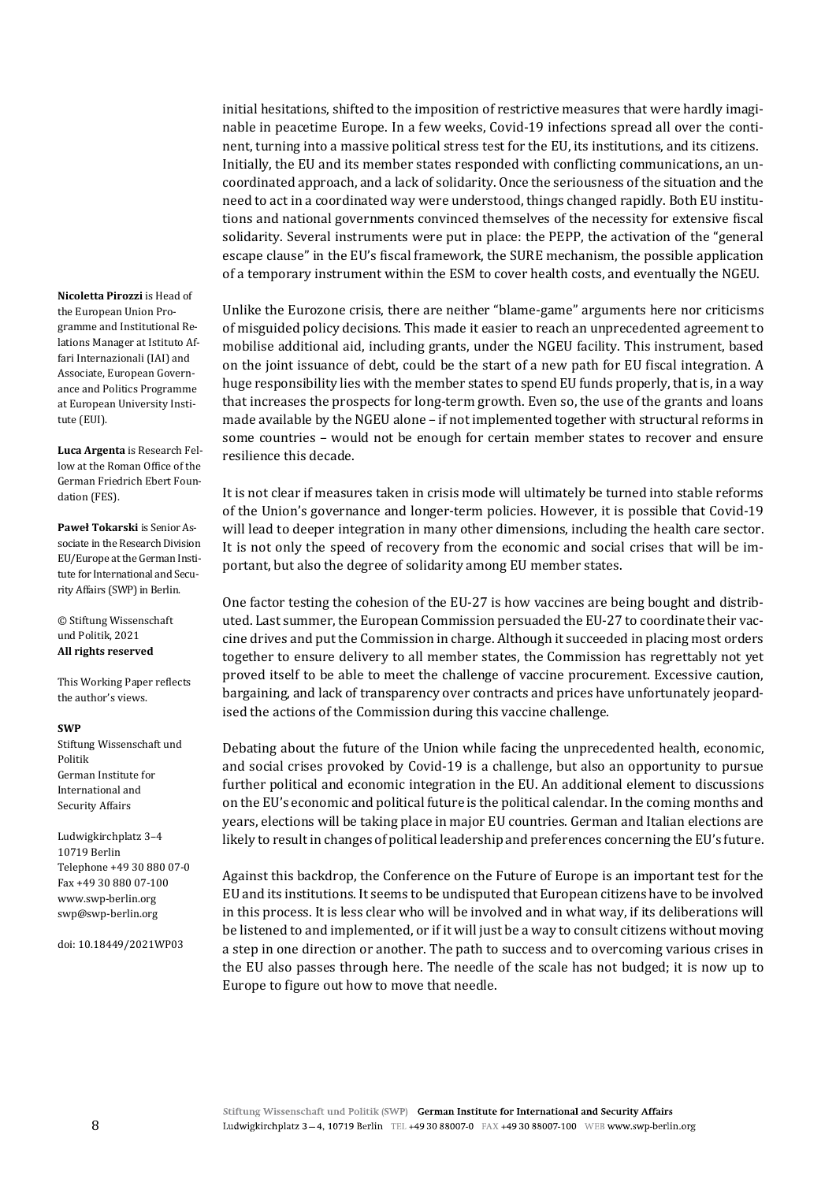initial hesitations, shifted to the imposition of restrictive measures that were hardly imaginable in peacetime Europe. In a few weeks, Covid-19 infections spread all over the continent, turning into a massive political stress test for the EU, its institutions, and its citizens. Initially, the EU and its member states responded with conflicting communications, an uncoordinated approach, and a lack of solidarity. Once the seriousness of the situation and the need to act in a coordinated way were understood, things changed rapidly. Both EU institutions and national governments convinced themselves of the necessity for extensive fiscal solidarity. Several instruments were put in place: the PEPP, the activation of the "general escape clause" in the EU's fiscal framework, the SURE mechanism, the possible application of a temporary instrument within the ESM to cover health costs, and eventually the NGEU.

Unlike the Eurozone crisis, there are neither "blame-game" arguments here nor criticisms of misguided policy decisions. This made it easier to reach an unprecedented agreement to mobilise additional aid, including grants, under the NGEU facility. This instrument, based on the joint issuance of debt, could be the start of a new path for EU fiscal integration. A huge responsibility lies with the member states to spend EU funds properly, that is, in a way that increases the prospects for long-term growth. Even so, the use of the grants and loans made available by the NGEU alone – if not implemented together with structural reforms in some countries – would not be enough for certain member states to recover and ensure resilience this decade.

It is not clear if measures taken in crisis mode will ultimately be turned into stable reforms of the Union's governance and longer-term policies. However, it is possible that Covid-19 will lead to deeper integration in many other dimensions, including the health care sector. It is not only the speed of recovery from the economic and social crises that will be important, but also the degree of solidarity among EU member states.

One factor testing the cohesion of the EU-27 is how vaccines are being bought and distributed. Last summer, the European Commission persuaded the EU-27 to coordinate their vaccine drives and put the Commission in charge. Although it succeeded in placing most orders together to ensure delivery to all member states, the Commission has regrettably not yet proved itself to be able to meet the challenge of vaccine procurement. Excessive caution, bargaining, and lack of transparency over contracts and prices have unfortunately jeopardised the actions of the Commission during this vaccine challenge.

Debating about the future of the Union while facing the unprecedented health, economic, and social crises provoked by Covid-19 is a challenge, but also an opportunity to pursue further political and economic integration in the EU. An additional element to discussions on the EU's economic and political future is the political calendar. In the coming months and years, elections will be taking place in major EU countries. German and Italian elections are likely to result in changes of political leadership and preferences concerning the EU's future.

Against this backdrop, the Conference on the Future of Europe is an important test for the EU and its institutions. It seems to be undisputed that European citizens have to be involved in this process. It is less clear who will be involved and in what way, if its deliberations will be listened to and implemented, or if it will just be a way to consult citizens without moving a step in one direction or another. The path to success and to overcoming various crises in the EU also passes through here. The needle of the scale has not budged; it is now up to Europe to figure out how to move that needle.

**Nicoletta Pirozzi** is Head of the European Union Programme and Institutional Relations Manager at Istituto Affari Internazionali (IAI) and Associate, European Governance and Politics Programme at European University Institute (EUI).

**Luca Argenta** is Research Fellow at the Roman Office of the German Friedrich Ebert Foundation (FES).

**Paweł Tokarski** is Senior Associate in the Research Division EU/Europe at the German Institute for International and Security Affairs (SWP) in Berlin.

© Stiftung Wissenschaft und Politik, 2021
**All rights reserved**

This Working Paper reflects the author's views.

**SWP**
Stiftung Wissenschaft und Politik
German Institute for International and Security Affairs

Ludwigkirchplatz 3–4
10719 Berlin
Telephone +49 30 880 07-0
Fax +49 30 880 07-100
www.swp-berlin.org
swp@swp-berlin.org

doi: 10.18449/2021WP03